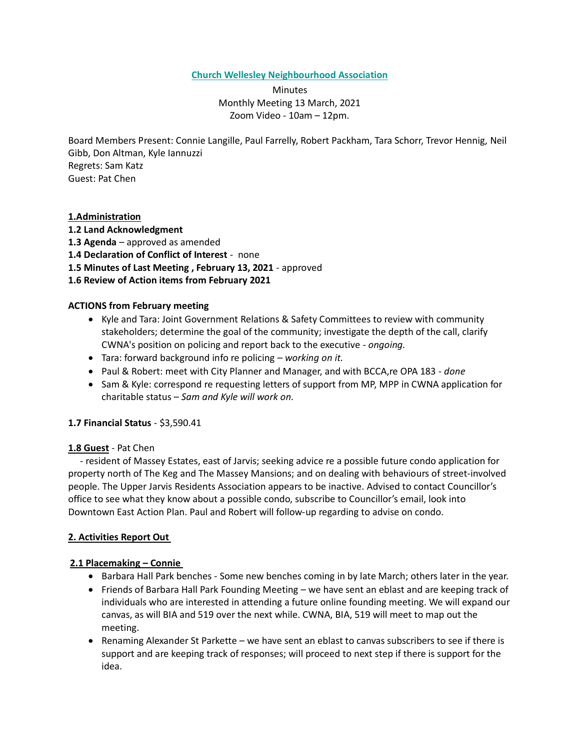# Church Wellesley Neighbourhood Association

Minutes
Monthly Meeting 13 March, 2021
Zoom Video - 10am – 12pm.

Board Members Present: Connie Langille, Paul Farrelly, Robert Packham, Tara Schorr, Trevor Hennig, Neil Gibb, Don Altman, Kyle Iannuzzi
Regrets: Sam Katz
Guest: Pat Chen

## 1.Administration

**1.2 Land Acknowledgment**
**1.3 Agenda** – approved as amended
**1.4 Declaration of Conflict of Interest** - none
**1.5 Minutes of Last Meeting , February 13, 2021** - approved
**1.6 Review of Action items from February 2021**

**ACTIONS from February meeting**

- Kyle and Tara: Joint Government Relations & Safety Committees to review with community stakeholders; determine the goal of the community; investigate the depth of the call, clarify CWNA's position on policing and report back to the executive - *ongoing.*
- Tara: forward background info re policing – *working on it.*
- Paul & Robert: meet with City Planner and Manager, and with BCCA,re OPA 183 - *done*
- Sam & Kyle: correspond re requesting letters of support from MP, MPP in CWNA application for charitable status – *Sam and Kyle will work on.*

**1.7 Financial Status** - $3,590.41

**1.8 Guest** - Pat Chen

- resident of Massey Estates, east of Jarvis; seeking advice re a possible future condo application for property north of The Keg and The Massey Mansions; and on dealing with behaviours of street-involved people. The Upper Jarvis Residents Association appears to be inactive. Advised to contact Councillor's office to see what they know about a possible condo, subscribe to Councillor's email, look into Downtown East Action Plan. Paul and Robert will follow-up regarding to advise on condo.

## 2. Activities Report Out

### 2.1 Placemaking – Connie

- Barbara Hall Park benches - Some new benches coming in by late March; others later in the year.
- Friends of Barbara Hall Park Founding Meeting – we have sent an eblast and are keeping track of individuals who are interested in attending a future online founding meeting. We will expand our canvas, as will BIA and 519 over the next while. CWNA, BIA, 519 will meet to map out the meeting.
- Renaming Alexander St Parkette – we have sent an eblast to canvas subscribers to see if there is support and are keeping track of responses; will proceed to next step if there is support for the idea.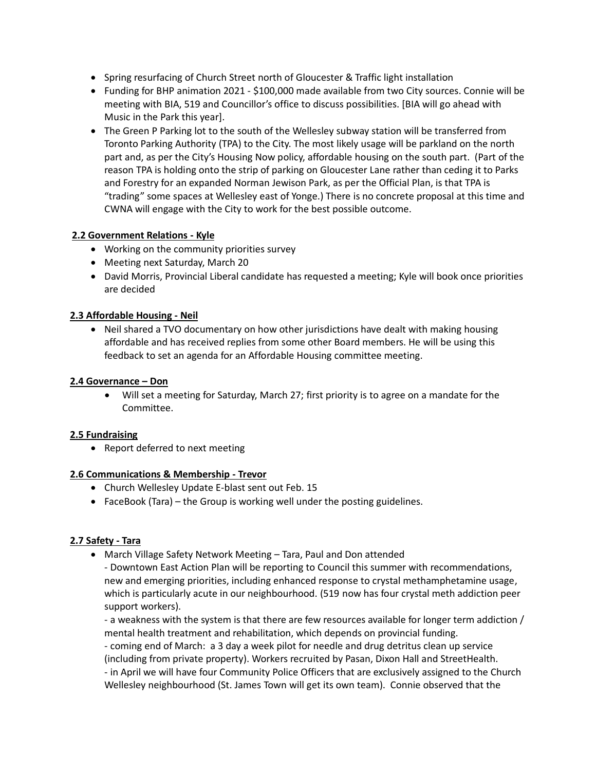- Spring resurfacing of Church Street north of Gloucester & Traffic light installation
- Funding for BHP animation 2021 - $100,000 made available from two City sources. Connie will be meeting with BIA, 519 and Councillor's office to discuss possibilities. [BIA will go ahead with Music in the Park this year].
- The Green P Parking lot to the south of the Wellesley subway station will be transferred from Toronto Parking Authority (TPA) to the City. The most likely usage will be parkland on the north part and, as per the City's Housing Now policy, affordable housing on the south part. (Part of the reason TPA is holding onto the strip of parking on Gloucester Lane rather than ceding it to Parks and Forestry for an expanded Norman Jewison Park, as per the Official Plan, is that TPA is "trading" some spaces at Wellesley east of Yonge.) There is no concrete proposal at this time and CWNA will engage with the City to work for the best possible outcome.

**2.2 Government Relations - Kyle**

- Working on the community priorities survey
- Meeting next Saturday, March 20
- David Morris, Provincial Liberal candidate has requested a meeting; Kyle will book once priorities are decided

**2.3 Affordable Housing - Neil**

- Neil shared a TVO documentary on how other jurisdictions have dealt with making housing affordable and has received replies from some other Board members. He will be using this feedback to set an agenda for an Affordable Housing committee meeting.

**2.4 Governance – Don**

- Will set a meeting for Saturday, March 27; first priority is to agree on a mandate for the Committee.

**2.5 Fundraising**

- Report deferred to next meeting

**2.6 Communications & Membership - Trevor**

- Church Wellesley Update E-blast sent out Feb. 15
- FaceBook (Tara) – the Group is working well under the posting guidelines.

**2.7 Safety - Tara**

- March Village Safety Network Meeting – Tara, Paul and Don attended
  - Downtown East Action Plan will be reporting to Council this summer with recommendations, new and emerging priorities, including enhanced response to crystal methamphetamine usage, which is particularly acute in our neighbourhood. (519 now has four crystal meth addiction peer support workers).
  - a weakness with the system is that there are few resources available for longer term addiction / mental health treatment and rehabilitation, which depends on provincial funding.
  - coming end of March: a 3 day a week pilot for needle and drug detritus clean up service (including from private property). Workers recruited by Pasan, Dixon Hall and StreetHealth.
  - in April we will have four Community Police Officers that are exclusively assigned to the Church Wellesley neighbourhood (St. James Town will get its own team). Connie observed that the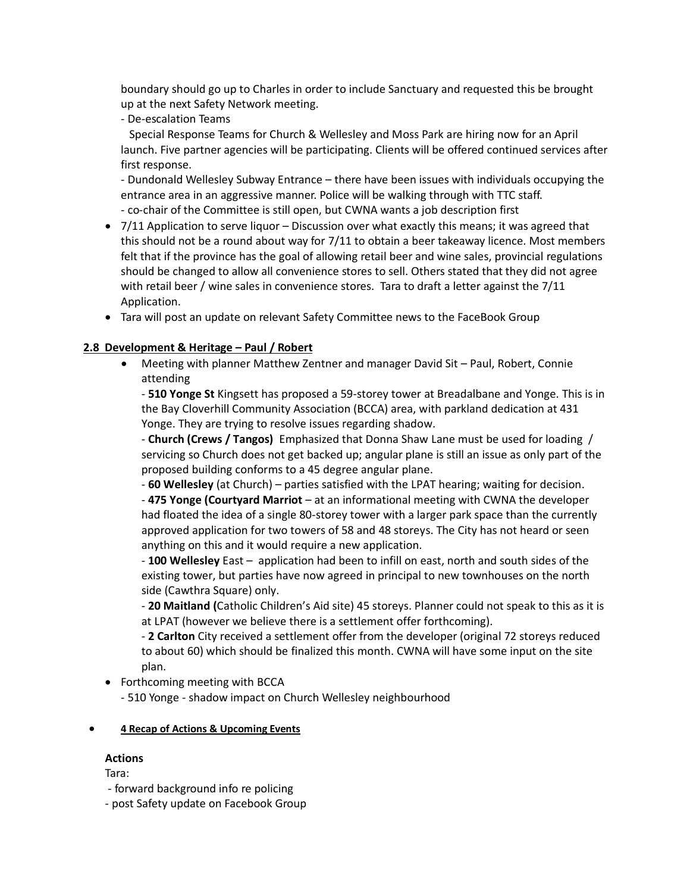boundary should go up to Charles in order to include Sanctuary and requested this be brought up at the next Safety Network meeting.

- De-escalation Teams

  Special Response Teams for Church & Wellesley and Moss Park are hiring now for an April launch. Five partner agencies will be participating. Clients will be offered continued services after first response.

- Dundonald Wellesley Subway Entrance – there have been issues with individuals occupying the entrance area in an aggressive manner. Police will be walking through with TTC staff.
- co-chair of the Committee is still open, but CWNA wants a job description first

- 7/11 Application to serve liquor – Discussion over what exactly this means; it was agreed that this should not be a round about way for 7/11 to obtain a beer takeaway licence. Most members felt that if the province has the goal of allowing retail beer and wine sales, provincial regulations should be changed to allow all convenience stores to sell. Others stated that they did not agree with retail beer / wine sales in convenience stores. Tara to draft a letter against the 7/11 Application.
- Tara will post an update on relevant Safety Committee news to the FaceBook Group

## 2.8 Development & Heritage – Paul / Robert

- Meeting with planner Matthew Zentner and manager David Sit – Paul, Robert, Connie attending

  - **510 Yonge St** Kingsett has proposed a 59-storey tower at Breadalbane and Yonge. This is in the Bay Cloverhill Community Association (BCCA) area, with parkland dedication at 431 Yonge. They are trying to resolve issues regarding shadow.
  - **Church (Crews / Tangos)** Emphasized that Donna Shaw Lane must be used for loading / servicing so Church does not get backed up; angular plane is still an issue as only part of the proposed building conforms to a 45 degree angular plane.
  - **60 Wellesley** (at Church) – parties satisfied with the LPAT hearing; waiting for decision.
  - **475 Yonge (Courtyard Marriot** – at an informational meeting with CWNA the developer had floated the idea of a single 80-storey tower with a larger park space than the currently approved application for two towers of 58 and 48 storeys. The City has not heard or seen anything on this and it would require a new application.
  - **100 Wellesley** East – application had been to infill on east, north and south sides of the existing tower, but parties have now agreed in principal to new townhouses on the north side (Cawthra Square) only.
  - **20 Maitland (**Catholic Children's Aid site) 45 storeys. Planner could not speak to this as it is at LPAT (however we believe there is a settlement offer forthcoming).
  - **2 Carlton** City received a settlement offer from the developer (original 72 storeys reduced to about 60) which should be finalized this month. CWNA will have some input on the site plan.

- Forthcoming meeting with BCCA
  - 510 Yonge - shadow impact on Church Wellesley neighbourhood

- **4 Recap of Actions & Upcoming Events**

### Actions

Tara:

- forward background info re policing
- post Safety update on Facebook Group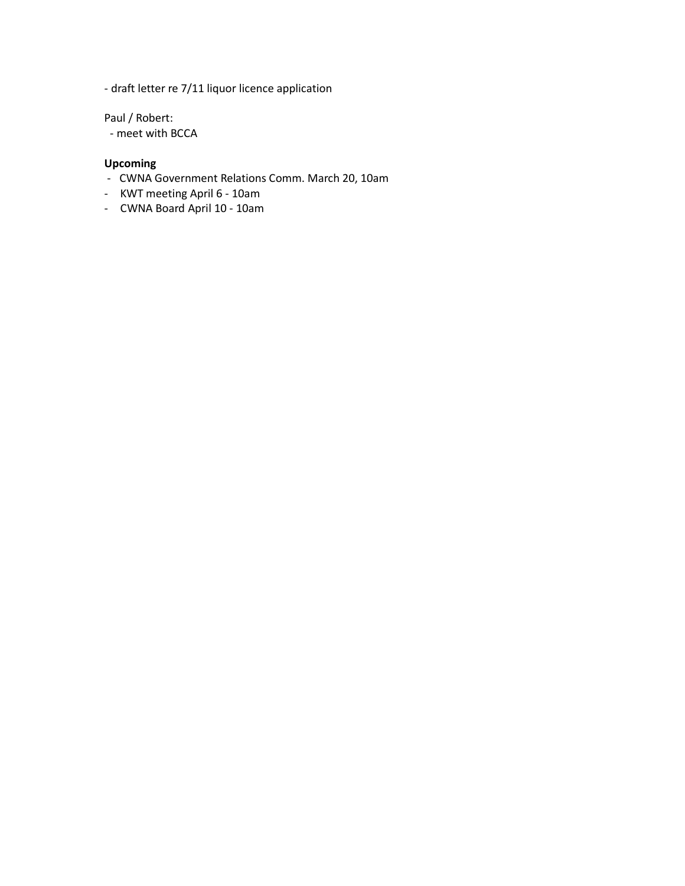- draft letter re 7/11 liquor licence application

Paul / Robert:
- meet with BCCA

**Upcoming**
- CWNA Government Relations Comm. March 20, 10am
- KWT meeting April 6 - 10am
- CWNA Board April 10 - 10am